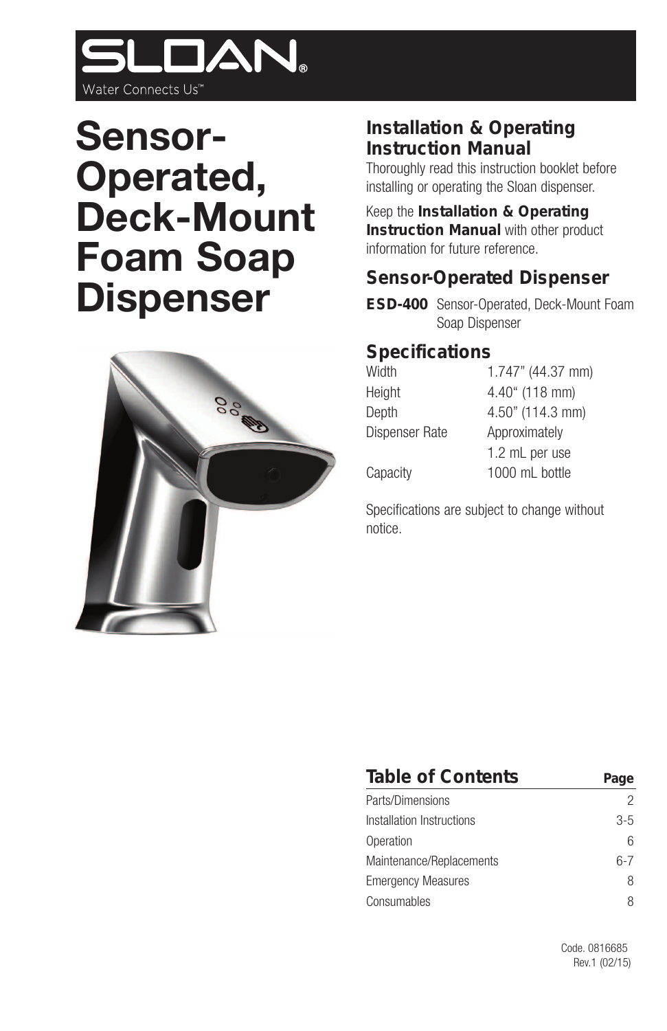SLOAN®

Water Connects Us™

# Sensor-Operated, Deck-Mount Foam Soap Dispenser

## Installation & Operating Instruction Manual

Thoroughly read this instruction booklet before installing or operating the Sloan dispenser.

Keep the **Installation & Operating Instruction Manual** with other product information for future reference.

## Sensor-Operated Dispenser

**ESD-400** Sensor-Operated, Deck-Mount Foam Soap Dispenser

## Specifications

| | |
|---|---|
| Width | 1.747" (44.37 mm) |
| Height | 4.40" (118 mm) |
| Depth | 4.50" (114.3 mm) |
| Dispenser Rate | Approximately 1.2 mL per use |
| Capacity | 1000 mL bottle |

Specifications are subject to change without notice.

## Table of Contents

| | Page |
|---|---|
| Parts/Dimensions | 2 |
| Installation Instructions | 3-5 |
| Operation | 6 |
| Maintenance/Replacements | 6-7 |
| Emergency Measures | 8 |
| Consumables | 8 |

Code. 0816685
Rev.1 (02/15)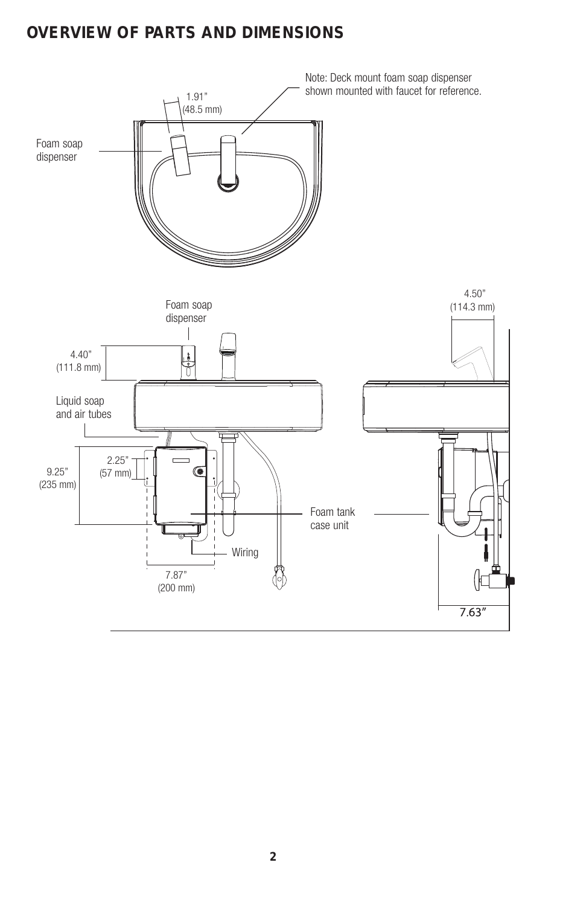## OVERVIEW OF PARTS AND DIMENSIONS

Note: Deck mount foam soap dispenser shown mounted with faucet for reference.

1.91” (48.5 mm)

Foam soap dispenser

Foam soap dispenser

4.40” (111.8 mm)

4.50” (114.3 mm)

Liquid soap and air tubes

2.25” (57 mm)

9.25” (235 mm)

Foam tank case unit

Wiring

7.87” (200 mm)

7.63”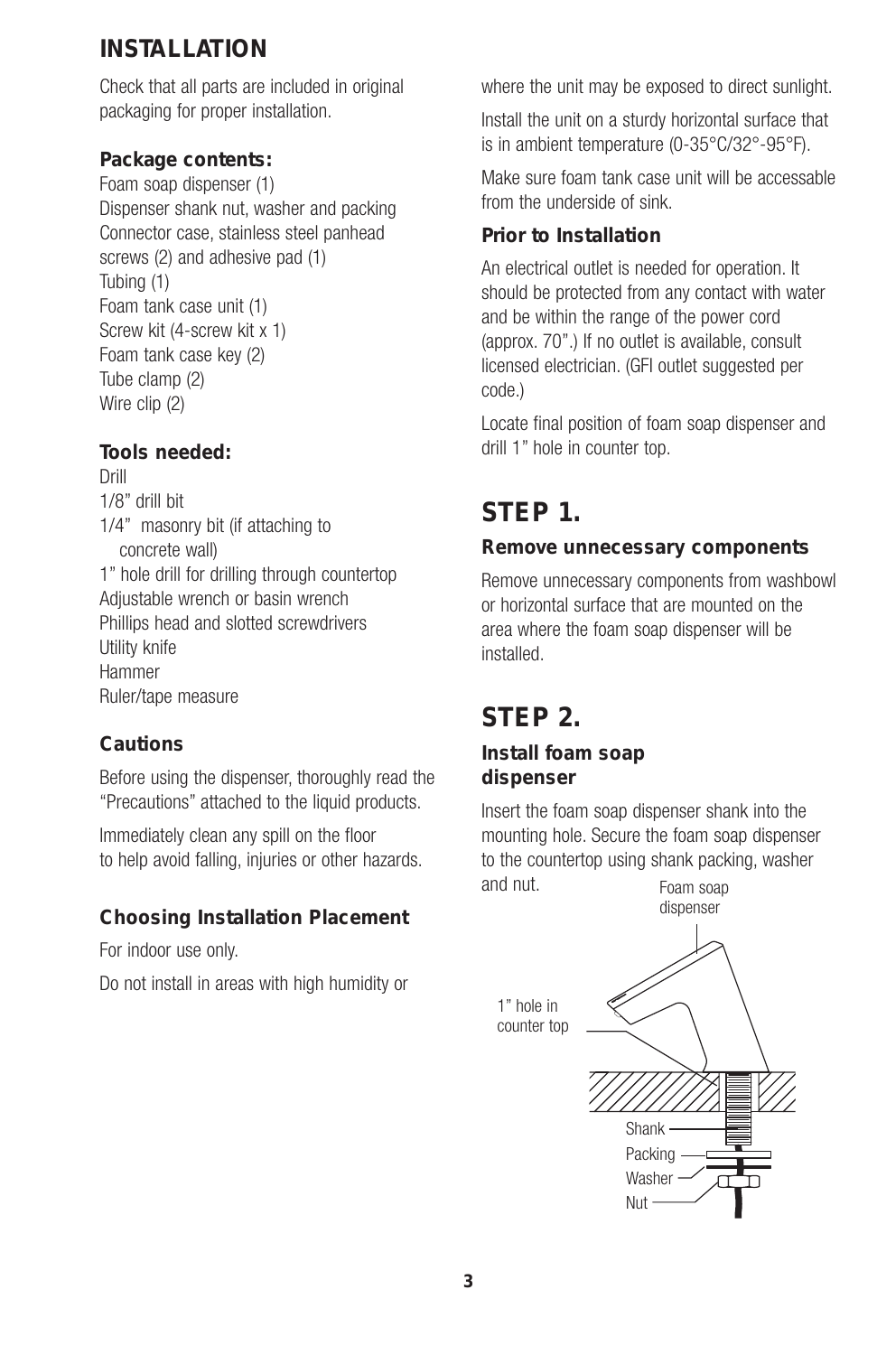# INSTALLATION

Check that all parts are included in original packaging for proper installation.

### Package contents:

Foam soap dispenser (1)
Dispenser shank nut, washer and packing
Connector case, stainless steel panhead screws (2) and adhesive pad (1)
Tubing (1)
Foam tank case unit (1)
Screw kit (4-screw kit x 1)
Foam tank case key (2)
Tube clamp (2)
Wire clip (2)

### Tools needed:

Drill
1/8" drill bit
1/4" masonry bit (if attaching to concrete wall)
1" hole drill for drilling through countertop
Adjustable wrench or basin wrench
Phillips head and slotted screwdrivers
Utility knife
Hammer
Ruler/tape measure

### Cautions

Before using the dispenser, thoroughly read the "Precautions" attached to the liquid products.

Immediately clean any spill on the floor to help avoid falling, injuries or other hazards.

### Choosing Installation Placement

For indoor use only.

Do not install in areas with high humidity or where the unit may be exposed to direct sunlight.

Install the unit on a sturdy horizontal surface that is in ambient temperature (0-35°C/32°-95°F).

Make sure foam tank case unit will be accessable from the underside of sink.

### Prior to Installation

An electrical outlet is needed for operation. It should be protected from any contact with water and be within the range of the power cord (approx. 70".) If no outlet is available, consult licensed electrician. (GFI outlet suggested per code.)

Locate final position of foam soap dispenser and drill 1" hole in counter top.

## STEP 1.

### Remove unnecessary components

Remove unnecessary components from washbowl or horizontal surface that are mounted on the area where the foam soap dispenser will be installed.

## STEP 2.

### Install foam soap dispenser

Insert the foam soap dispenser shank into the mounting hole. Secure the foam soap dispenser to the countertop using shank packing, washer and nut.

Foam soap dispenser

1" hole in counter top

Shank

Packing

Washer

Nut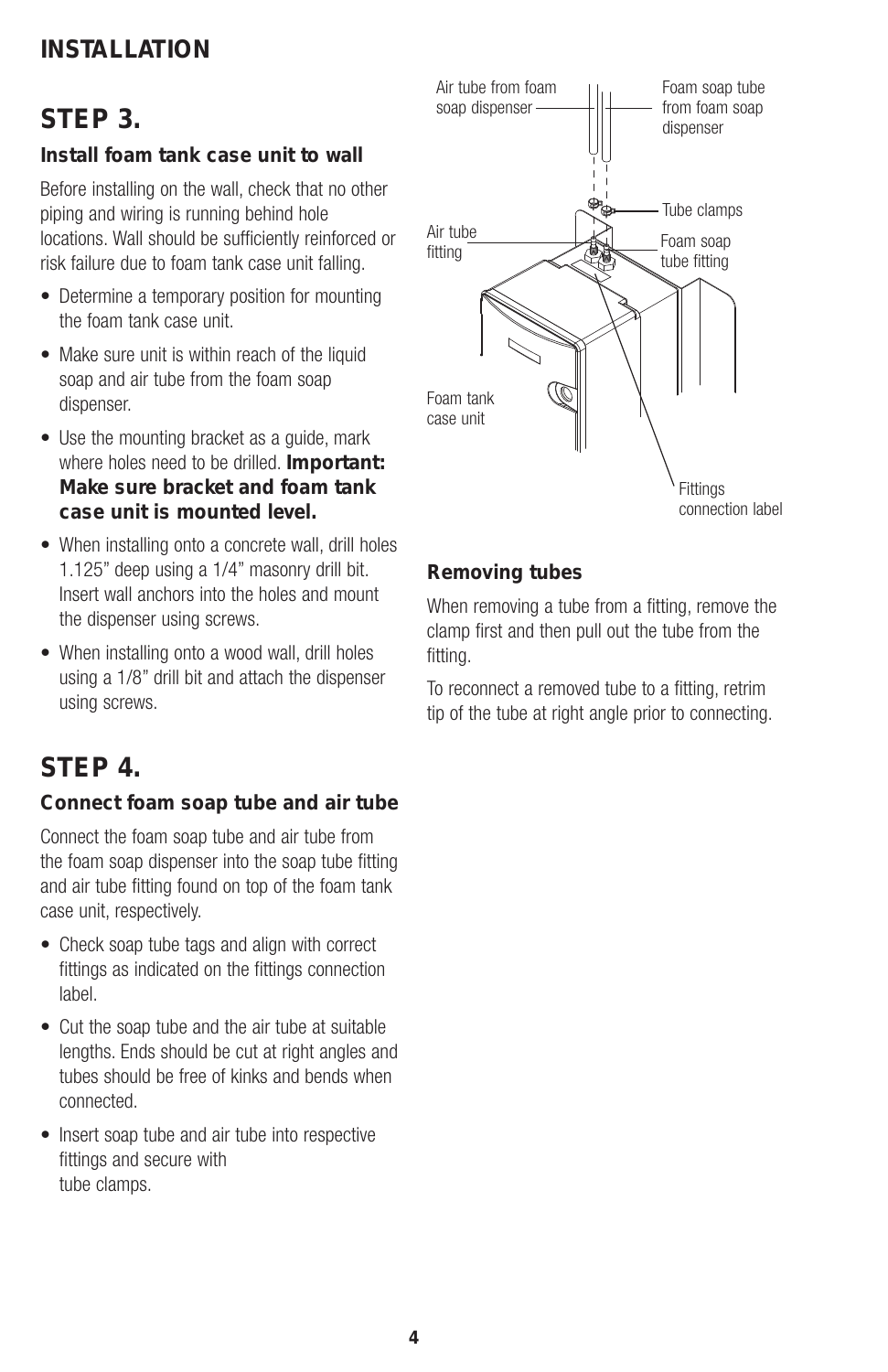## INSTALLATION

# STEP 3.

### Install foam tank case unit to wall

Before installing on the wall, check that no other piping and wiring is running behind hole locations. Wall should be sufficiently reinforced or risk failure due to foam tank case unit falling.

- Determine a temporary position for mounting the foam tank case unit.
- Make sure unit is within reach of the liquid soap and air tube from the foam soap dispenser.
- Use the mounting bracket as a guide, mark where holes need to be drilled. **Important: Make sure bracket and foam tank case unit is mounted level.**
- When installing onto a concrete wall, drill holes 1.125" deep using a 1/4" masonry drill bit. Insert wall anchors into the holes and mount the dispenser using screws.
- When installing onto a wood wall, drill holes using a 1/8" drill bit and attach the dispenser using screws.

# STEP 4.

### Connect foam soap tube and air tube

Connect the foam soap tube and air tube from the foam soap dispenser into the soap tube fitting and air tube fitting found on top of the foam tank case unit, respectively.

- Check soap tube tags and align with correct fittings as indicated on the fittings connection label.
- Cut the soap tube and the air tube at suitable lengths. Ends should be cut at right angles and tubes should be free of kinks and bends when connected.
- Insert soap tube and air tube into respective fittings and secure with tube clamps.

Air tube from foam soap dispenser

Foam soap tube from foam soap dispenser

Tube clamps

Air tube fitting

Foam soap tube fitting

Foam tank case unit

Fittings connection label

### Removing tubes

When removing a tube from a fitting, remove the clamp first and then pull out the tube from the fitting.

To reconnect a removed tube to a fitting, retrim tip of the tube at right angle prior to connecting.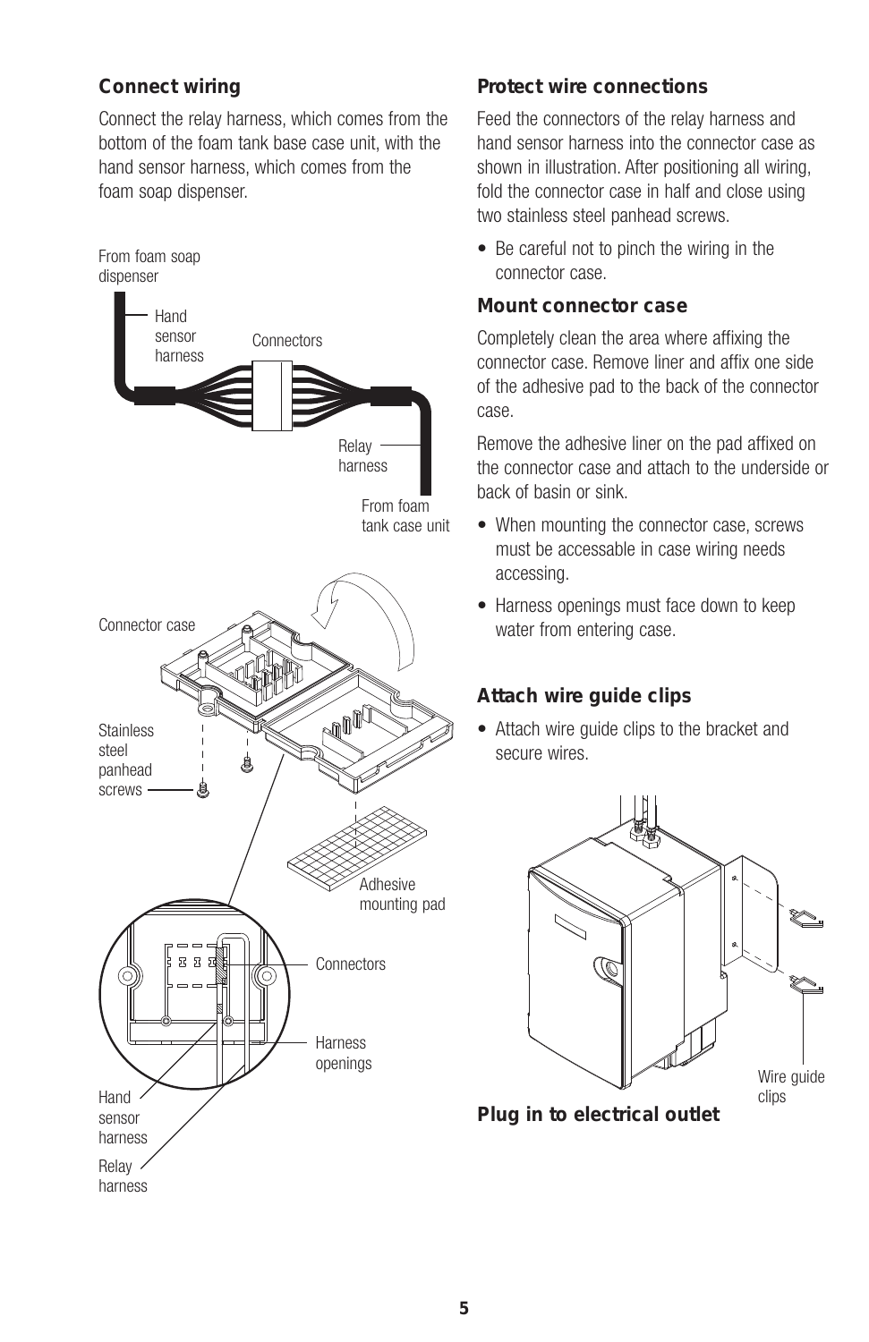### Connect wiring

Connect the relay harness, which comes from the bottom of the foam tank base case unit, with the hand sensor harness, which comes from the foam soap dispenser.

From foam soap dispenser

Hand sensor harness

Connectors

Relay harness

From foam tank case unit

Connector case

Stainless steel panhead screws

Adhesive mounting pad

Connectors

Harness openings

Hand sensor harness

Relay harness

### Protect wire connections

Feed the connectors of the relay harness and hand sensor harness into the connector case as shown in illustration. After positioning all wiring, fold the connector case in half and close using two stainless steel panhead screws.

- Be careful not to pinch the wiring in the connector case.

### Mount connector case

Completely clean the area where affixing the connector case. Remove liner and affix one side of the adhesive pad to the back of the connector case.

Remove the adhesive liner on the pad affixed on the connector case and attach to the underside or back of basin or sink.

- When mounting the connector case, screws must be accessable in case wiring needs accessing.
- Harness openings must face down to keep water from entering case.

### Attach wire guide clips

- Attach wire guide clips to the bracket and secure wires.

Wire guide clips

### Plug in to electrical outlet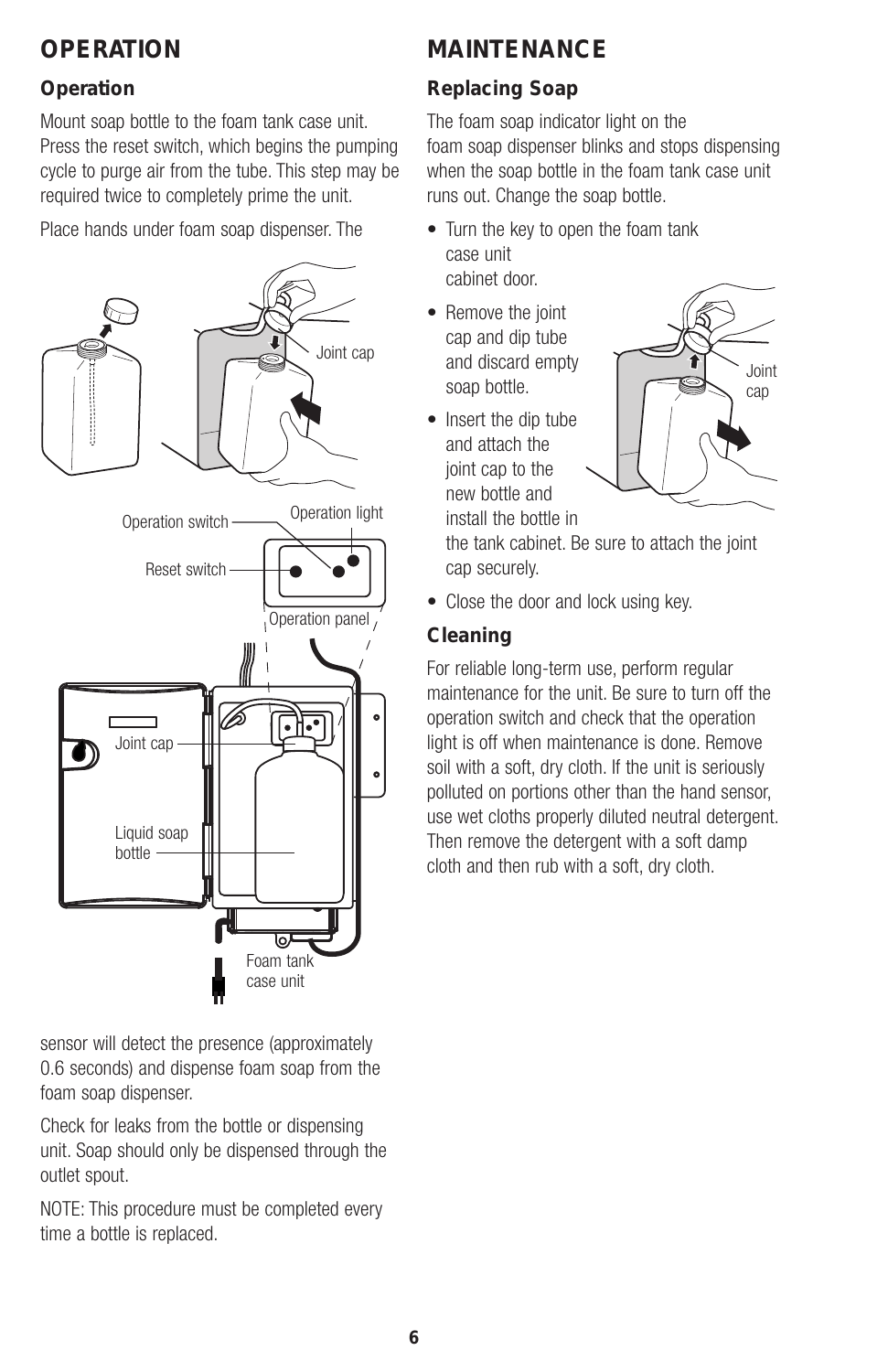# OPERATION

### Operation

Mount soap bottle to the foam tank case unit. Press the reset switch, which begins the pumping cycle to purge air from the tube. This step may be required twice to completely prime the unit.

Place hands under foam soap dispenser. The sensor will detect the presence (approximately 0.6 seconds) and dispense foam soap from the foam soap dispenser.

Check for leaks from the bottle or dispensing unit. Soap should only be dispensed through the outlet spout.

NOTE: This procedure must be completed every time a bottle is replaced.

# MAINTENANCE

### Replacing Soap

The foam soap indicator light on the foam soap dispenser blinks and stops dispensing when the soap bottle in the foam tank case unit runs out. Change the soap bottle.

- Turn the key to open the foam tank case unit cabinet door.
- Remove the joint cap and dip tube and discard empty soap bottle.
- Insert the dip tube and attach the joint cap to the new bottle and install the bottle in the tank cabinet. Be sure to attach the joint cap securely.
- Close the door and lock using key.

### Cleaning

For reliable long-term use, perform regular maintenance for the unit. Be sure to turn off the operation switch and check that the operation light is off when maintenance is done. Remove soil with a soft, dry cloth. If the unit is seriously polluted on portions other than the hand sensor, use wet cloths properly diluted neutral detergent. Then remove the detergent with a soft damp cloth and then rub with a soft, dry cloth.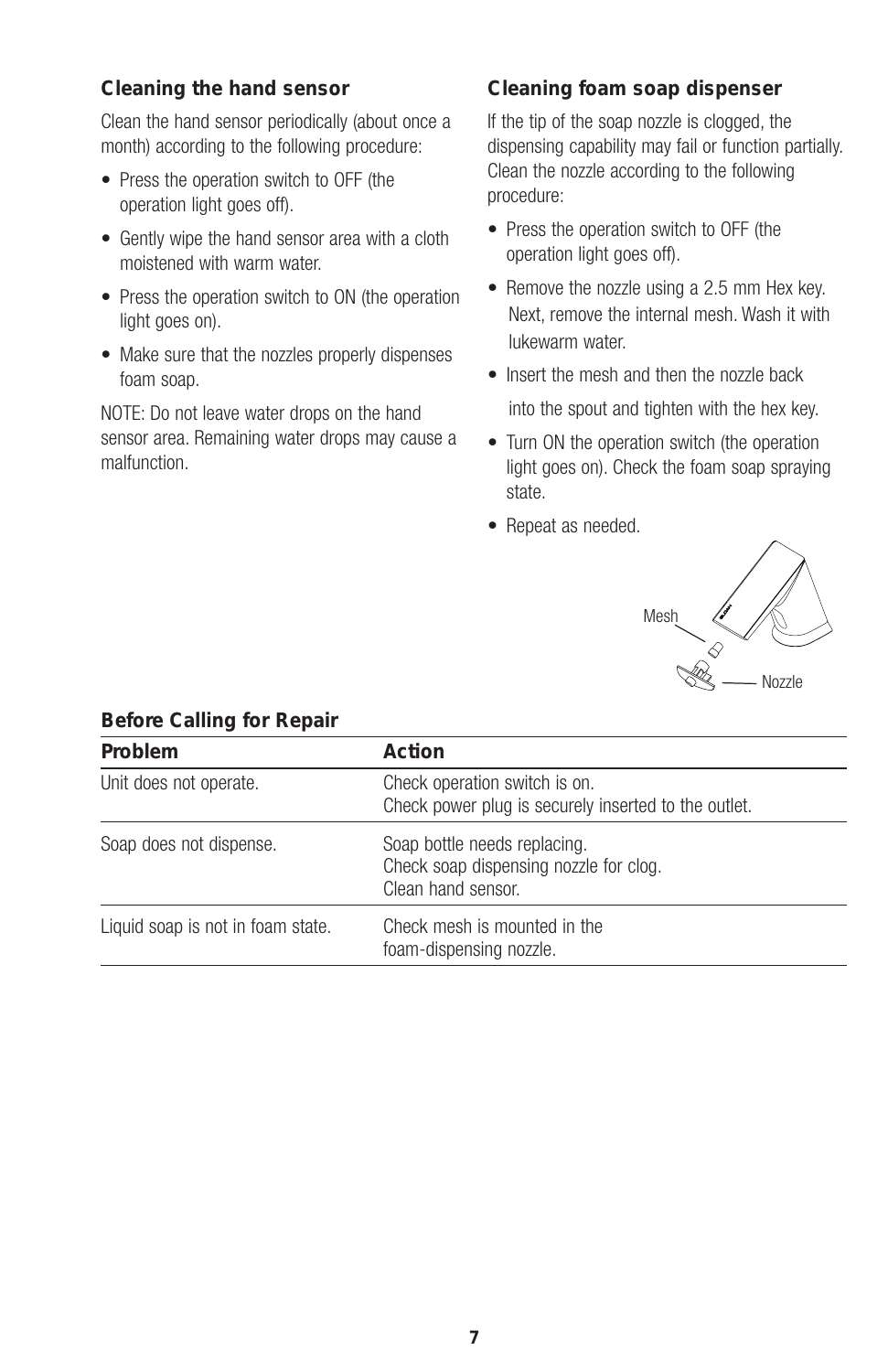### Cleaning the hand sensor

Clean the hand sensor periodically (about once a month) according to the following procedure:

- Press the operation switch to OFF (the operation light goes off).
- Gently wipe the hand sensor area with a cloth moistened with warm water.
- Press the operation switch to ON (the operation light goes on).
- Make sure that the nozzles properly dispenses foam soap.

NOTE: Do not leave water drops on the hand sensor area. Remaining water drops may cause a malfunction.

### Cleaning foam soap dispenser

If the tip of the soap nozzle is clogged, the dispensing capability may fail or function partially. Clean the nozzle according to the following procedure:

- Press the operation switch to OFF (the operation light goes off).
- Remove the nozzle using a 2.5 mm Hex key. Next, remove the internal mesh. Wash it with lukewarm water.
- Insert the mesh and then the nozzle back into the spout and tighten with the hex key.
- Turn ON the operation switch (the operation light goes on). Check the foam soap spraying state.
- Repeat as needed.

Mesh

Nozzle

### Before Calling for Repair

| Problem | Action |
|---|---|
| Unit does not operate. | Check operation switch is on.<br>Check power plug is securely inserted to the outlet. |
| Soap does not dispense. | Soap bottle needs replacing.<br>Check soap dispensing nozzle for clog.<br>Clean hand sensor. |
| Liquid soap is not in foam state. | Check mesh is mounted in the foam-dispensing nozzle. |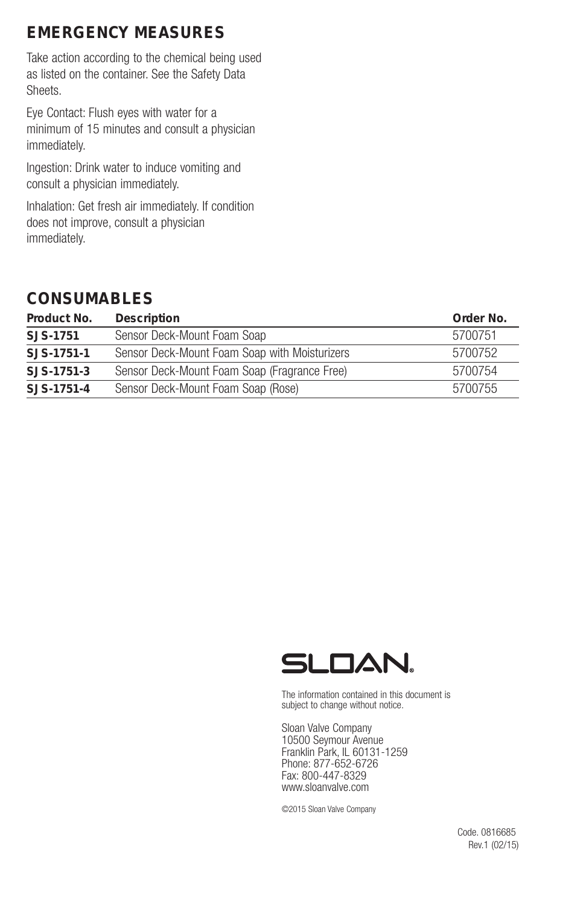## EMERGENCY MEASURES

Take action according to the chemical being used as listed on the container. See the Safety Data Sheets.

Eye Contact: Flush eyes with water for a minimum of 15 minutes and consult a physician immediately.

Ingestion: Drink water to induce vomiting and consult a physician immediately.

Inhalation: Get fresh air immediately. If condition does not improve, consult a physician immediately.

## CONSUMABLES

| Product No. | Description | Order No. |
|---|---|---|
| **SJS-1751** | Sensor Deck-Mount Foam Soap | 5700751 |
| **SJS-1751-1** | Sensor Deck-Mount Foam Soap with Moisturizers | 5700752 |
| **SJS-1751-3** | Sensor Deck-Mount Foam Soap (Fragrance Free) | 5700754 |
| **SJS-1751-4** | Sensor Deck-Mount Foam Soap (Rose) | 5700755 |

SLOAN®

The information contained in this document is subject to change without notice.

Sloan Valve Company
10500 Seymour Avenue
Franklin Park, IL 60131-1259
Phone: 877-652-6726
Fax: 800-447-8329
www.sloanvalve.com

©2015 Sloan Valve Company

Code. 0816685
Rev.1 (02/15)